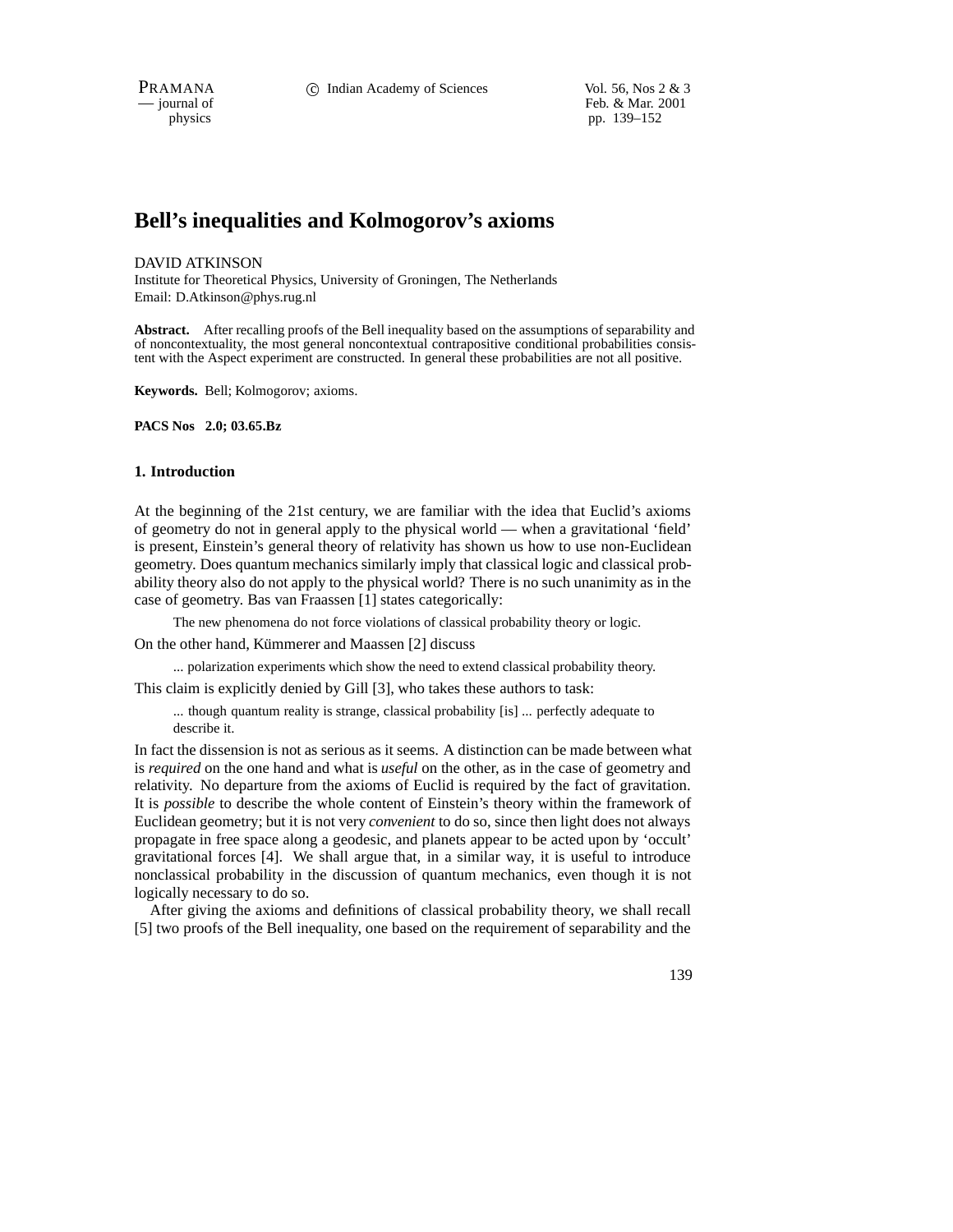# Bell's inequalities and Kolmogorov's axioms

DAVID ATKINSON

Institute for Theoretical Physics, University of Groningen, The Netherlands

Email: D.Atkinson@phys.rug.nl

**Abstract.** After recalling proofs of the Bell inequality based on the assumptions of separability and of noncontextuality, the most general noncontextual contrapositive conditional probabilities consistent with the Aspect experiment are constructed. In general these probabilities are not all positive.

**Keywords.** Bell; Kolmogorov; axioms.

**PACS Nos 2.0; 03.65.Bz**

## 1. Introduction

At the beginning of the 21st century, we are familiar with the idea that Euclid's axioms of geometry do not in general apply to the physical world — when a gravitational 'field' is present, Einstein's general theory of relativity has shown us how to use non-Euclidean geometry. Does quantum mechanics similarly imply that classical logic and classical probability theory also do not apply to the physical world? There is no such unanimity as in the case of geometry. Bas van Fraassen [1] states categorically:

> The new phenomena do not force violations of classical probability theory or logic.

On the other hand, Kümmerer and Maassen [2] discuss

> ... polarization experiments which show the need to extend classical probability theory.

This claim is explicitly denied by Gill [3], who takes these authors to task:

> ... though quantum reality is strange, classical probability [is] ... perfectly adequate to describe it.

In fact the dissension is not as serious as it seems. A distinction can be made between what is *required* on the one hand and what is *useful* on the other, as in the case of geometry and relativity. No departure from the axioms of Euclid is required by the fact of gravitation. It is *possible* to describe the whole content of Einstein's theory within the framework of Euclidean geometry; but it is not very *convenient* to do so, since then light does not always propagate in free space along a geodesic, and planets appear to be acted upon by 'occult' gravitational forces [4]. We shall argue that, in a similar way, it is useful to introduce nonclassical probability in the discussion of quantum mechanics, even though it is not logically necessary to do so.

After giving the axioms and definitions of classical probability theory, we shall recall [5] two proofs of the Bell inequality, one based on the requirement of separability and the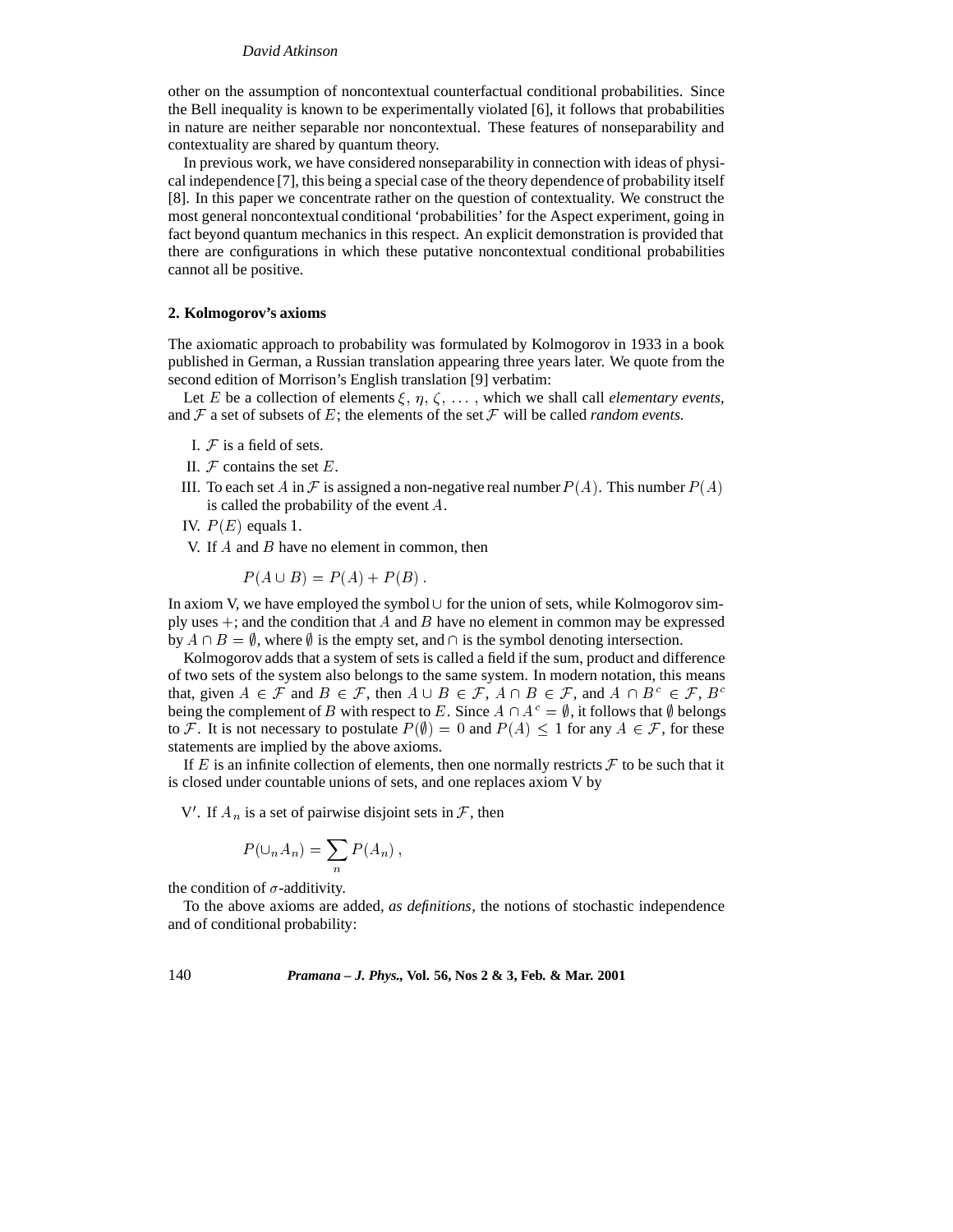other on the assumption of noncontextual counterfactual conditional probabilities. Since the Bell inequality is known to be experimentally violated [6], it follows that probabilities in nature are neither separable nor noncontextual. These features of nonseparability and contextuality are shared by quantum theory.

In previous work, we have considered nonseparability in connection with ideas of physical independence [7], this being a special case of the theory dependence of probability itself [8]. In this paper we concentrate rather on the question of contextuality. We construct the most general noncontextual conditional 'probabilities' for the Aspect experiment, going in fact beyond quantum mechanics in this respect. An explicit demonstration is provided that there are configurations in which these putative noncontextual conditional probabilities cannot all be positive.

## 2. Kolmogorov's axioms

The axiomatic approach to probability was formulated by Kolmogorov in 1933 in a book published in German, a Russian translation appearing three years later. We quote from the second edition of Morrison's English translation [9] verbatim:

Let $E$ be a collection of elements $\xi, \eta, \zeta, \ldots$, which we shall call *elementary events*, and $\mathcal{F}$ a set of subsets of $E$; the elements of the set $\mathcal{F}$ will be called *random events.*

I. $\mathcal{F}$ is a field of sets.

II. $\mathcal{F}$ contains the set $E$.

III. To each set $A$ in $\mathcal{F}$ is assigned a non-negative real number $P(A)$. This number $P(A)$ is called the probability of the event $A$.

IV. $P(E)$ equals 1.

V. If $A$ and $B$ have no element in common, then

$$P(A \cup B) = P(A) + P(B) \,.$$

In axiom V, we have employed the symbol $\cup$ for the union of sets, while Kolmogorov simply uses $+$; and the condition that $A$ and $B$ have no element in common may be expressed by $A \cap B = \emptyset$, where $\emptyset$ is the empty set, and $\cap$ is the symbol denoting intersection.

Kolmogorov adds that a system of sets is called a field if the sum, product and difference of two sets of the system also belongs to the same system. In modern notation, this means that, given $A \in \mathcal{F}$ and $B \in \mathcal{F}$, then $A \cup B \in \mathcal{F}$, $A \cap B \in \mathcal{F}$, and $A \cap B^c \in \mathcal{F}$, $B^c$ being the complement of $B$ with respect to $E$. Since $A \cap A^c = \emptyset$, it follows that $\emptyset$ belongs to $\mathcal{F}$. It is not necessary to postulate $P(\emptyset) = 0$ and $P(A) \leq 1$ for any $A \in \mathcal{F}$, for these statements are implied by the above axioms.

If $E$ is an infinite collection of elements, then one normally restricts $\mathcal{F}$ to be such that it is closed under countable unions of sets, and one replaces axiom V by

V′. If $A_n$ is a set of pairwise disjoint sets in $\mathcal{F}$, then

$$P(\cup_n A_n) = \sum_n P(A_n) \,,$$

the condition of $\sigma$-additivity.

To the above axioms are added, *as definitions*, the notions of stochastic independence and of conditional probability: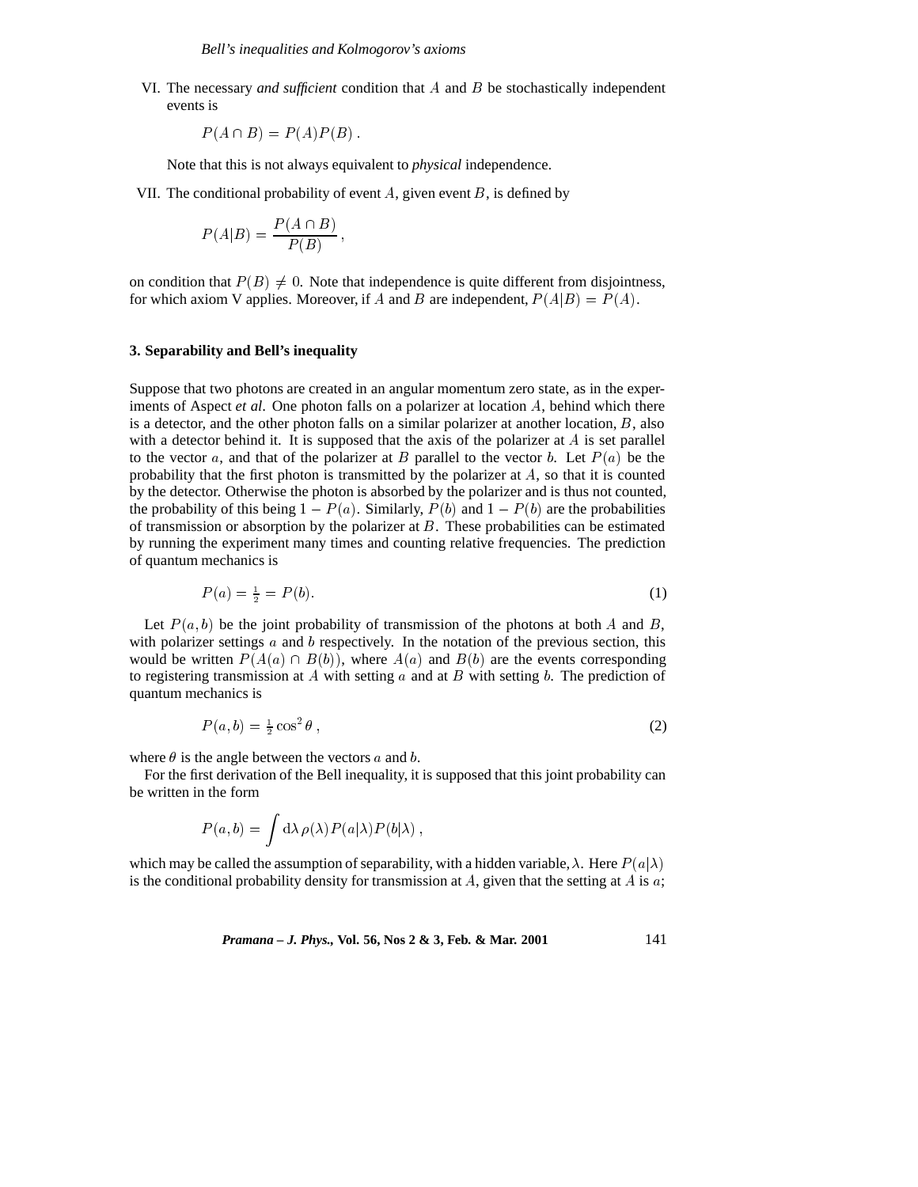VI. The necessary *and sufficient* condition that $A$ and $B$ be stochastically independent events is

$$P(A \cap B) = P(A)P(B) .$$

Note that this is not always equivalent to *physical* independence.

VII. The conditional probability of event $A$, given event $B$, is defined by

$$P(A|B) = \frac{P(A \cap B)}{P(B)} ,$$

on condition that $P(B) \neq 0$. Note that independence is quite different from disjointness, for which axiom V applies. Moreover, if $A$ and $B$ are independent, $P(A|B) = P(A)$.

### 3. Separability and Bell's inequality

Suppose that two photons are created in an angular momentum zero state, as in the experiments of Aspect *et al*. One photon falls on a polarizer at location $A$, behind which there is a detector, and the other photon falls on a similar polarizer at another location, $B$, also with a detector behind it. It is supposed that the axis of the polarizer at $A$ is set parallel to the vector $a$, and that of the polarizer at $B$ parallel to the vector $b$. Let $P(a)$ be the probability that the first photon is transmitted by the polarizer at $A$, so that it is counted by the detector. Otherwise the photon is absorbed by the polarizer and is thus not counted, the probability of this being $1 - P(a)$. Similarly, $P(b)$ and $1 - P(b)$ are the probabilities of transmission or absorption by the polarizer at $B$. These probabilities can be estimated by running the experiment many times and counting relative frequencies. The prediction of quantum mechanics is

$$P(a) = \tfrac{1}{2} = P(b). \tag{1}$$

Let $P(a, b)$ be the joint probability of transmission of the photons at both $A$ and $B$, with polarizer settings $a$ and $b$ respectively. In the notation of the previous section, this would be written $P(A(a) \cap B(b))$, where $A(a)$ and $B(b)$ are the events corresponding to registering transmission at $A$ with setting $a$ and at $B$ with setting $b$. The prediction of quantum mechanics is

$$P(a, b) = \tfrac{1}{2} \cos^2 \theta , \tag{2}$$

where $\theta$ is the angle between the vectors $a$ and $b$.

For the first derivation of the Bell inequality, it is supposed that this joint probability can be written in the form

$$P(a, b) = \int \mathrm{d}\lambda \, \rho(\lambda) P(a|\lambda) P(b|\lambda) ,$$

which may be called the assumption of separability, with a hidden variable, $\lambda$. Here $P(a|\lambda)$ is the conditional probability density for transmission at $A$, given that the setting at $A$ is $a$;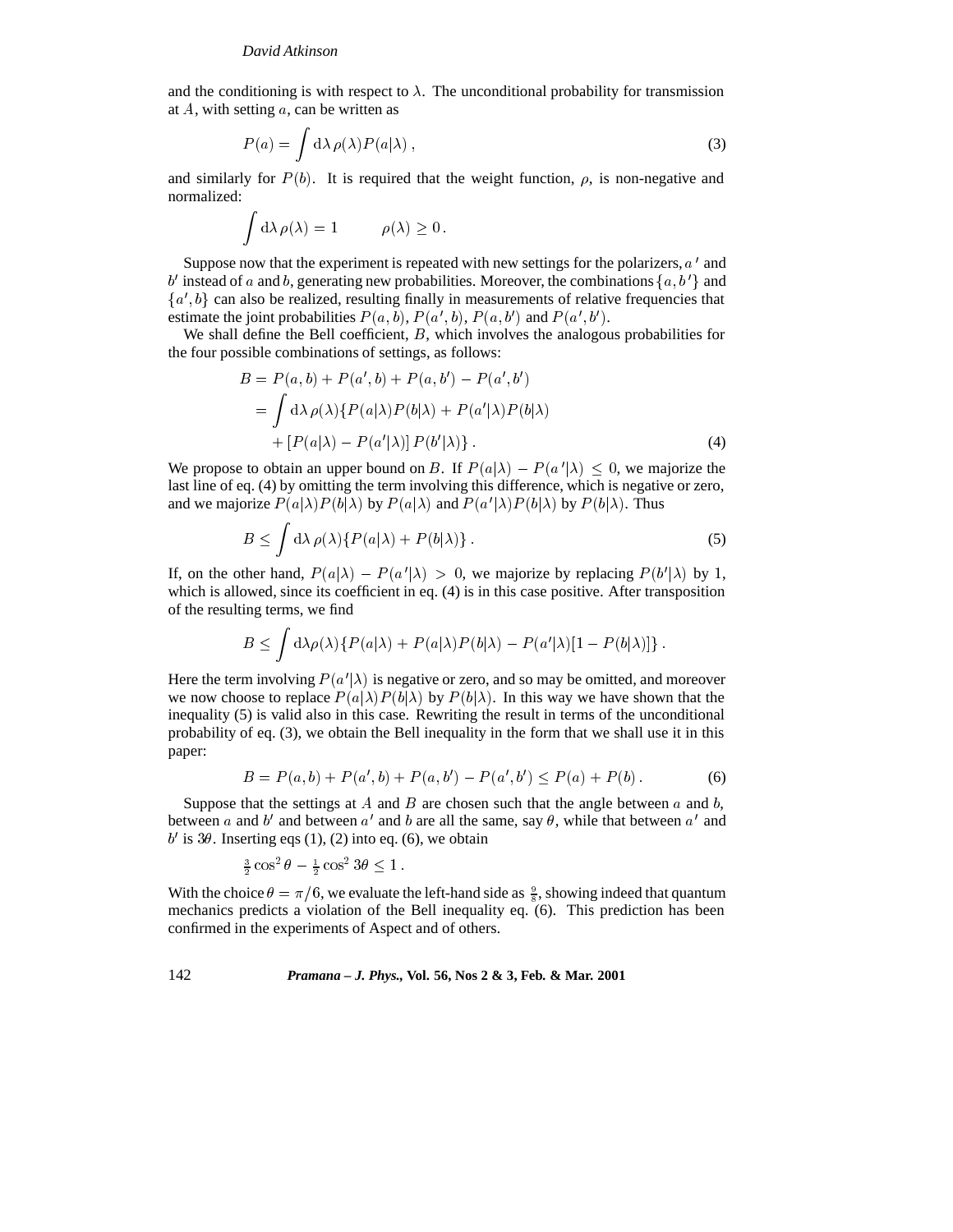and the conditioning is with respect to $\lambda$. The unconditional probability for transmission at $A$, with setting $a$, can be written as

$$P(a) = \int \mathrm{d}\lambda \, \rho(\lambda) P(a|\lambda) \,, \tag{3}$$

and similarly for $P(b)$. It is required that the weight function, $\rho$, is non-negative and normalized:

$$\int \mathrm{d}\lambda \, \rho(\lambda) = 1 \qquad \rho(\lambda) \geq 0 \,.$$

Suppose now that the experiment is repeated with new settings for the polarizers, $a'$ and $b'$ instead of $a$ and $b$, generating new probabilities. Moreover, the combinations $\{a, b'\}$ and $\{a', b\}$ can also be realized, resulting finally in measurements of relative frequencies that estimate the joint probabilities $P(a, b)$, $P(a', b)$, $P(a, b')$ and $P(a', b')$.

We shall define the Bell coefficient, $B$, which involves the analogous probabilities for the four possible combinations of settings, as follows:

$$\begin{aligned} B &= P(a,b) + P(a',b) + P(a,b') - P(a',b') \\ &= \int \mathrm{d}\lambda \, \rho(\lambda) \{ P(a|\lambda)P(b|\lambda) + P(a'|\lambda)P(b|\lambda) \\ &\quad + [P(a|\lambda) - P(a'|\lambda)] \, P(b'|\lambda) \} \,. \end{aligned} \tag{4}$$

We propose to obtain an upper bound on $B$. If $P(a|\lambda) - P(a'|\lambda) \leq 0$, we majorize the last line of eq. (4) by omitting the term involving this difference, which is negative or zero, and we majorize $P(a|\lambda)P(b|\lambda)$ by $P(a|\lambda)$ and $P(a'|\lambda)P(b|\lambda)$ by $P(b|\lambda)$. Thus

$$B \leq \int \mathrm{d}\lambda \, \rho(\lambda) \{ P(a|\lambda) + P(b|\lambda) \} \,. \tag{5}$$

If, on the other hand, $P(a|\lambda) - P(a'|\lambda) > 0$, we majorize by replacing $P(b'|\lambda)$ by 1, which is allowed, since its coefficient in eq. (4) is in this case positive. After transposition of the resulting terms, we find

$$B \leq \int \mathrm{d}\lambda \rho(\lambda) \{ P(a|\lambda) + P(a|\lambda)P(b|\lambda) - P(a'|\lambda)[1 - P(b|\lambda)] \} \,.$$

Here the term involving $P(a'|\lambda)$ is negative or zero, and so may be omitted, and moreover we now choose to replace $P(a|\lambda)P(b|\lambda)$ by $P(b|\lambda)$. In this way we have shown that the inequality (5) is valid also in this case. Rewriting the result in terms of the unconditional probability of eq. (3), we obtain the Bell inequality in the form that we shall use it in this paper:

$$B = P(a,b) + P(a',b) + P(a,b') - P(a',b') \leq P(a) + P(b) \,. \tag{6}$$

Suppose that the settings at $A$ and $B$ are chosen such that the angle between $a$ and $b$, between $a$ and $b'$ and between $a'$ and $b$ are all the same, say $\theta$, while that between $a'$ and $b'$ is $3\theta$. Inserting eqs (1), (2) into eq. (6), we obtain

$$\tfrac{3}{2} \cos^2 \theta - \tfrac{1}{2} \cos^2 3\theta \leq 1 \,.$$

With the choice $\theta = \pi/6$, we evaluate the left-hand side as $\frac{9}{8}$, showing indeed that quantum mechanics predicts a violation of the Bell inequality eq. (6). This prediction has been confirmed in the experiments of Aspect and of others.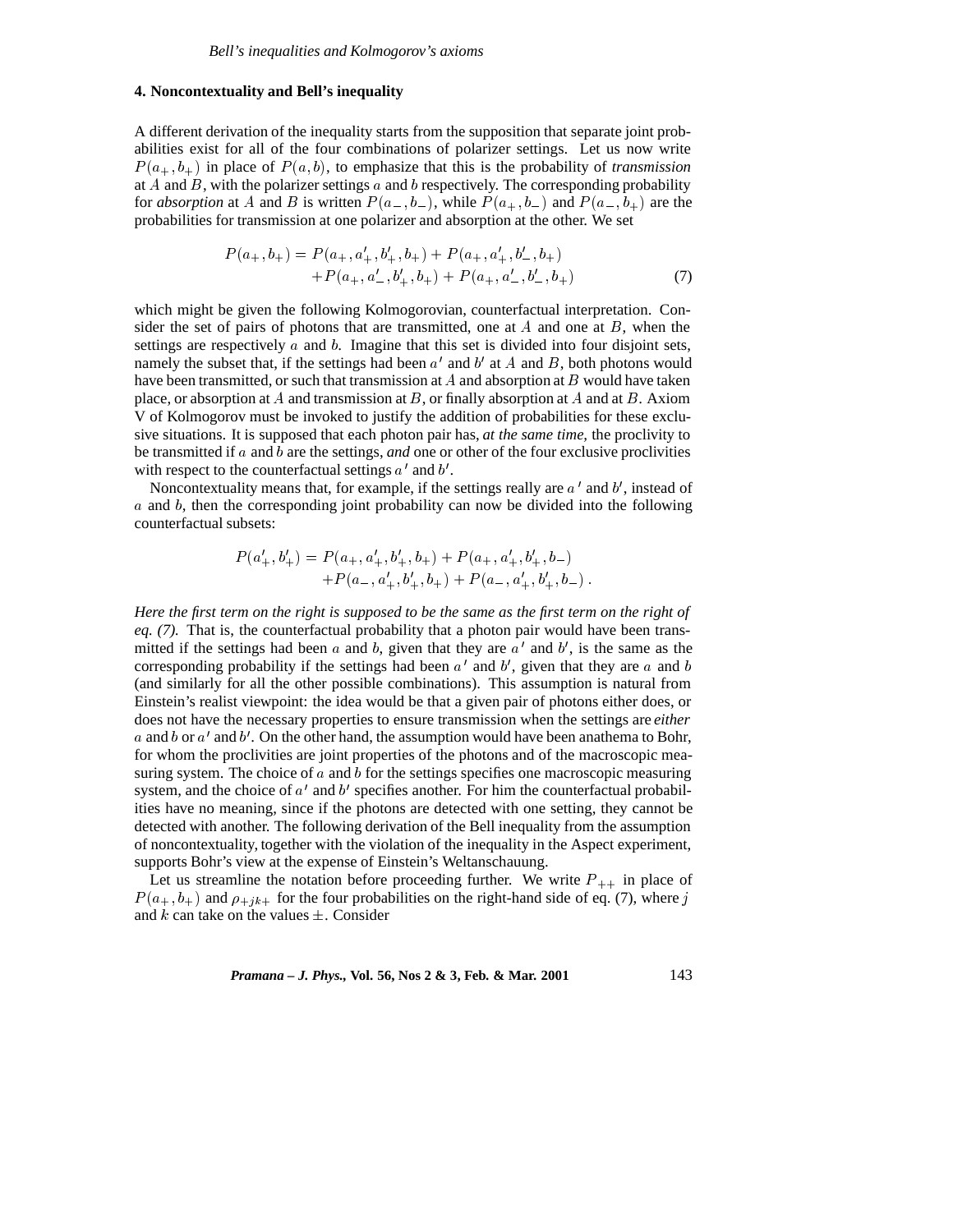## 4. Noncontextuality and Bell's inequality

A different derivation of the inequality starts from the supposition that separate joint probabilities exist for all of the four combinations of polarizer settings. Let us now write $P(a_+, b_+)$ in place of $P(a,b)$, to emphasize that this is the probability of *transmission* at $A$ and $B$, with the polarizer settings $a$ and $b$ respectively. The corresponding probability for *absorption* at $A$ and $B$ is written $P(a_-, b_-)$, while $P(a_+, b_-)$ and $P(a_-, b_+)$ are the probabilities for transmission at one polarizer and absorption at the other. We set

$$
\begin{aligned}
P(a_+, b_+) = {} & P(a_+, a'_+, b'_+, b_+) + P(a_+, a'_+, b'_-, b_+) \\
& + P(a_+, a'_-, b'_+, b_+) + P(a_+, a'_-, b'_-, b_+)
\end{aligned}
\tag{7}
$$

which might be given the following Kolmogorovian, counterfactual interpretation. Consider the set of pairs of photons that are transmitted, one at $A$ and one at $B$, when the settings are respectively $a$ and $b$. Imagine that this set is divided into four disjoint sets, namely the subset that, if the settings had been $a'$ and $b'$ at $A$ and $B$, both photons would have been transmitted, or such that transmission at $A$ and absorption at $B$ would have taken place, or absorption at $A$ and transmission at $B$, or finally absorption at $A$ and at $B$. Axiom V of Kolmogorov must be invoked to justify the addition of probabilities for these exclusive situations. It is supposed that each photon pair has, *at the same time*, the proclivity to be transmitted if $a$ and $b$ are the settings, *and* one or other of the four exclusive proclivities with respect to the counterfactual settings $a'$ and $b'$.

Noncontextuality means that, for example, if the settings really are $a'$ and $b'$, instead of $a$ and $b$, then the corresponding joint probability can now be divided into the following counterfactual subsets:

$$
\begin{aligned}
P(a'_+, b'_+) = {} & P(a_+, a'_+, b'_+, b_+) + P(a_+, a'_+, b'_+, b_-) \\
& + P(a_-, a'_+, b'_+, b_+) + P(a_-, a'_+, b'_+, b_-)\,.
\end{aligned}
$$

*Here the first term on the right is supposed to be the same as the first term on the right of eq. (7).* That is, the counterfactual probability that a photon pair would have been transmitted if the settings had been $a$ and $b$, given that they are $a'$ and $b'$, is the same as the corresponding probability if the settings had been $a'$ and $b'$, given that they are $a$ and $b$ (and similarly for all the other possible combinations). This assumption is natural from Einstein's realist viewpoint: the idea would be that a given pair of photons either does, or does not have the necessary properties to ensure transmission when the settings are *either* $a$ and $b$ or $a'$ and $b'$. On the other hand, the assumption would have been anathema to Bohr, for whom the proclivities are joint properties of the photons and of the macroscopic measuring system. The choice of $a$ and $b$ for the settings specifies one macroscopic measuring system, and the choice of $a'$ and $b'$ specifies another. For him the counterfactual probabilities have no meaning, since if the photons are detected with one setting, they cannot be detected with another. The following derivation of the Bell inequality from the assumption of noncontextuality, together with the violation of the inequality in the Aspect experiment, supports Bohr's view at the expense of Einstein's Weltanschauung.

Let us streamline the notation before proceeding further. We write $P_{++}$ in place of $P(a_+, b_+)$ and $\rho_{+jk+}$ for the four probabilities on the right-hand side of eq. (7), where $j$ and $k$ can take on the values $\pm$. Consider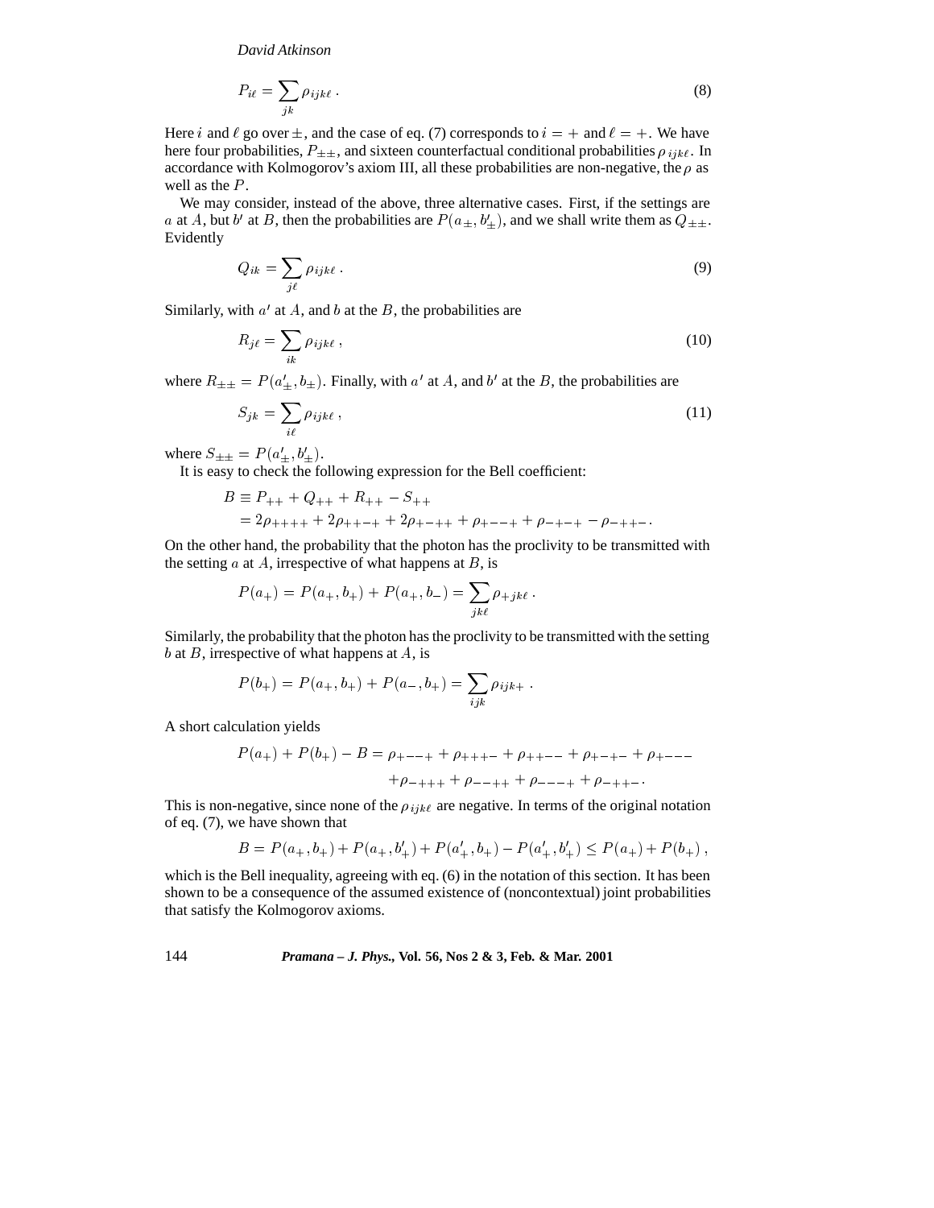$$P_{i\ell} = \sum_{jk} \rho_{ijk\ell} \,. \tag{8}$$

Here $i$ and $\ell$ go over $\pm$, and the case of eq. (7) corresponds to $i = +$ and $\ell = +$. We have here four probabilities, $P_{\pm\pm}$, and sixteen counterfactual conditional probabilities $\rho_{ijk\ell}$. In accordance with Kolmogorov's axiom III, all these probabilities are non-negative, the $\rho$ as well as the $P$.

We may consider, instead of the above, three alternative cases. First, if the settings are $a$ at $A$, but $b'$ at $B$, then the probabilities are $P(a_\pm, b'_\pm)$, and we shall write them as $Q_{\pm\pm}$. Evidently

$$Q_{ik} = \sum_{j\ell} \rho_{ijk\ell} \,. \tag{9}$$

Similarly, with $a'$ at $A$, and $b$ at the $B$, the probabilities are

$$R_{j\ell} = \sum_{ik} \rho_{ijk\ell} \,, \tag{10}$$

where $R_{\pm\pm} = P(a'_\pm, b_\pm)$. Finally, with $a'$ at $A$, and $b'$ at the $B$, the probabilities are

$$S_{jk} = \sum_{i\ell} \rho_{ijk\ell} \,, \tag{11}$$

where $S_{\pm\pm} = P(a'_\pm, b'_\pm)$.

It is easy to check the following expression for the Bell coefficient:

$$\begin{aligned} B &\equiv P_{++} + Q_{++} + R_{++} - S_{++} \\ &= 2\rho_{++++} + 2\rho_{++-+} + 2\rho_{+-++} + \rho_{+--+} + \rho_{-+-+} - \rho_{-++-} \,. \end{aligned}$$

On the other hand, the probability that the photon has the proclivity to be transmitted with the setting $a$ at $A$, irrespective of what happens at $B$, is

$$P(a_+) = P(a_+, b_+) + P(a_+, b_-) = \sum_{jk\ell} \rho_{+jk\ell} \,.$$

Similarly, the probability that the photon has the proclivity to be transmitted with the setting $b$ at $B$, irrespective of what happens at $A$, is

$$P(b_+) = P(a_+, b_+) + P(a_-, b_+) = \sum_{ijk} \rho_{ijk+} \,.$$

A short calculation yields

$$\begin{aligned} P(a_+) + P(b_+) - B = \rho_{+--+} + \rho_{+++-} + \rho_{++--} + \rho_{+-+-} + \rho_{+---} \\ + \rho_{-+++} + \rho_{--++} + \rho_{---+} + \rho_{-++-} \,. \end{aligned}$$

This is non-negative, since none of the $\rho_{ijk\ell}$ are negative. In terms of the original notation of eq. (7), we have shown that

$$B = P(a_+, b_+) + P(a_+, b'_+) + P(a'_+, b_+) - P(a'_+, b'_+) \leq P(a_+) + P(b_+) \,,$$

which is the Bell inequality, agreeing with eq. (6) in the notation of this section. It has been shown to be a consequence of the assumed existence of (noncontextual) joint probabilities that satisfy the Kolmogorov axioms.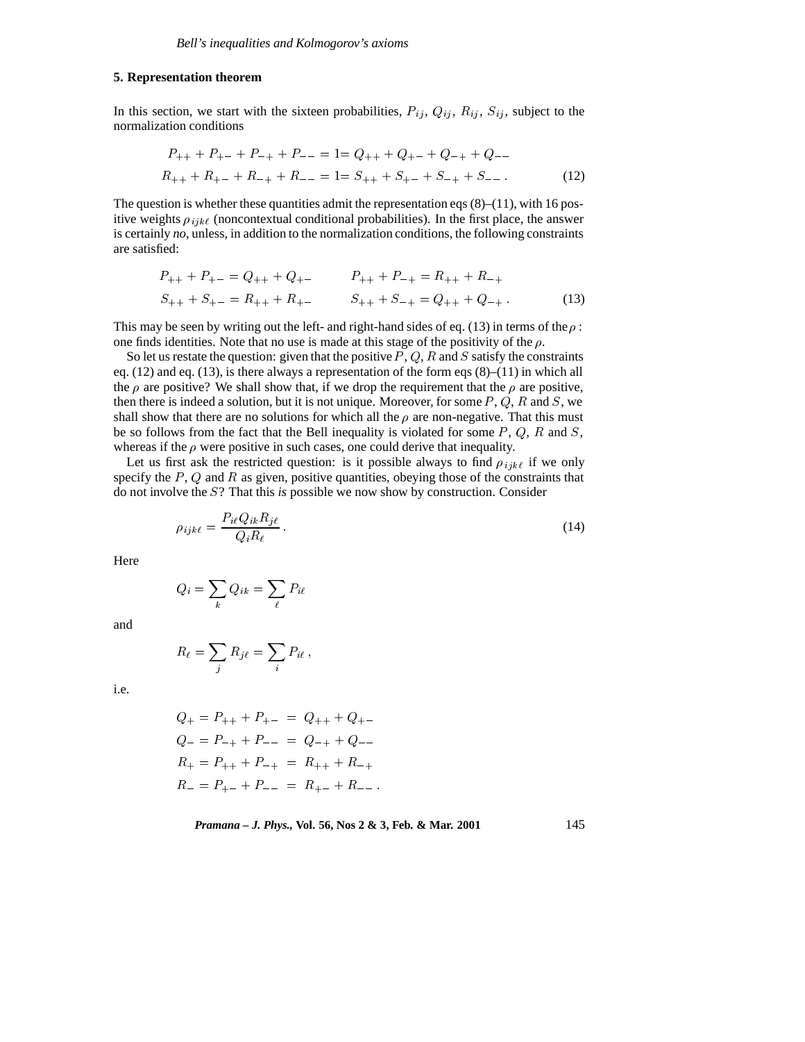## 5. Representation theorem

In this section, we start with the sixteen probabilities, $P_{ij}$, $Q_{ij}$, $R_{ij}$, $S_{ij}$, subject to the normalization conditions

$$
\begin{aligned}
P_{++} + P_{+-} + P_{-+} + P_{--} &= 1 = Q_{++} + Q_{+-} + Q_{-+} + Q_{--} \\
R_{++} + R_{+-} + R_{-+} + R_{--} &= 1 = S_{++} + S_{+-} + S_{-+} + S_{--}\,.
\end{aligned}
\tag{12}
$$

The question is whether these quantities admit the representation eqs (8)–(11), with 16 positive weights $\rho_{ijk\ell}$ (noncontextual conditional probabilities). In the first place, the answer is certainly *no*, unless, in addition to the normalization conditions, the following constraints are satisfied:

$$
\begin{aligned}
P_{++} + P_{+-} &= Q_{++} + Q_{+-} \qquad & P_{++} + P_{-+} &= R_{++} + R_{-+} \\
S_{++} + S_{+-} &= R_{++} + R_{+-} \qquad & S_{++} + S_{-+} &= Q_{++} + Q_{-+}\,.
\end{aligned}
\tag{13}
$$

This may be seen by writing out the left- and right-hand sides of eq. (13) in terms of the $\rho$ : one finds identities. Note that no use is made at this stage of the positivity of the $\rho$.

So let us restate the question: given that the positive $P$, $Q$, $R$ and $S$ satisfy the constraints eq. (12) and eq. (13), is there always a representation of the form eqs (8)–(11) in which all the $\rho$ are positive? We shall show that, if we drop the requirement that the $\rho$ are positive, then there is indeed a solution, but it is not unique. Moreover, for some $P$, $Q$, $R$ and $S$, we shall show that there are no solutions for which all the $\rho$ are non-negative. That this must be so follows from the fact that the Bell inequality is violated for some $P$, $Q$, $R$ and $S$, whereas if the $\rho$ were positive in such cases, one could derive that inequality.

Let us first ask the restricted question: is it possible always to find $\rho_{ijk\ell}$ if we only specify the $P$, $Q$ and $R$ as given, positive quantities, obeying those of the constraints that do not involve the $S$? That this *is* possible we now show by construction. Consider

$$
\rho_{ijk\ell} = \frac{P_{i\ell} Q_{ik} R_{j\ell}}{Q_i R_\ell}\,.
\tag{14}
$$

Here

$$
Q_i = \sum_k Q_{ik} = \sum_\ell P_{i\ell}
$$

and

$$
R_\ell = \sum_j R_{j\ell} = \sum_i P_{i\ell}\,,
$$

i.e.

$$
\begin{aligned}
Q_+ &= P_{++} + P_{+-} = Q_{++} + Q_{+-} \\
Q_- &= P_{-+} + P_{--} = Q_{-+} + Q_{--} \\
R_+ &= P_{++} + P_{-+} = R_{++} + R_{-+} \\
R_- &= P_{+-} + P_{--} = R_{+-} + R_{--}\,.
\end{aligned}
$$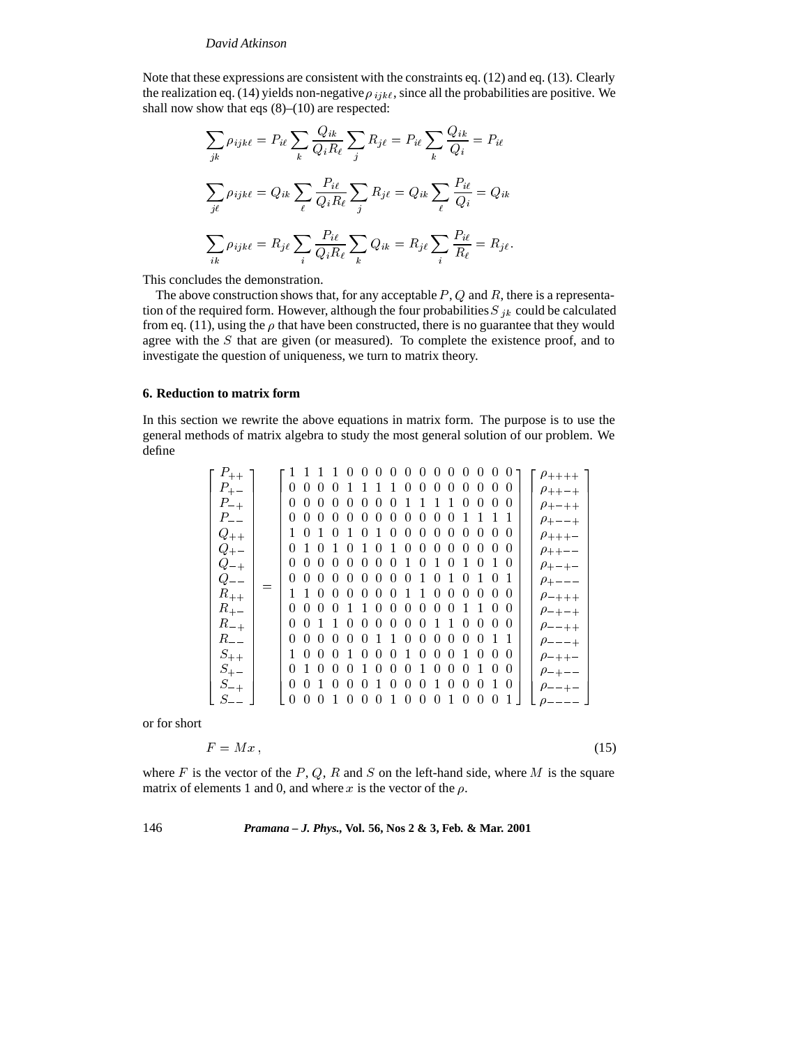Note that these expressions are consistent with the constraints eq. (12) and eq. (13). Clearly the realization eq. (14) yields non-negative $\rho_{ijk\ell}$, since all the probabilities are positive. We shall now show that eqs (8)–(10) are respected:

$$\sum_{jk} \rho_{ijk\ell} = P_{i\ell} \sum_{k} \frac{Q_{ik}}{Q_i R_\ell} \sum_{j} R_{j\ell} = P_{i\ell} \sum_{k} \frac{Q_{ik}}{Q_i} = P_{i\ell}$$

$$\sum_{j\ell} \rho_{ijk\ell} = Q_{ik} \sum_{\ell} \frac{P_{i\ell}}{Q_i R_\ell} \sum_{j} R_{j\ell} = Q_{ik} \sum_{\ell} \frac{P_{i\ell}}{Q_i} = Q_{ik}$$

$$\sum_{ik} \rho_{ijk\ell} = R_{j\ell} \sum_{i} \frac{P_{i\ell}}{Q_i R_\ell} \sum_{k} Q_{ik} = R_{j\ell} \sum_{i} \frac{P_{i\ell}}{R_\ell} = R_{j\ell}.$$

This concludes the demonstration.

The above construction shows that, for any acceptable $P$, $Q$ and $R$, there is a representation of the required form. However, although the four probabilities $S_{jk}$ could be calculated from eq. (11), using the $\rho$ that have been constructed, there is no guarantee that they would agree with the $S$ that are given (or measured). To complete the existence proof, and to investigate the question of uniqueness, we turn to matrix theory.

## 6. Reduction to matrix form

In this section we rewrite the above equations in matrix form. The purpose is to use the general methods of matrix algebra to study the most general solution of our problem. We define

$$\begin{bmatrix} P_{++} \\ P_{+-} \\ P_{-+} \\ P_{--} \\ Q_{++} \\ Q_{+-} \\ Q_{-+} \\ Q_{--} \\ R_{++} \\ R_{+-} \\ R_{-+} \\ R_{--} \\ S_{++} \\ S_{+-} \\ S_{-+} \\ S_{--} \end{bmatrix} = \begin{bmatrix} 1&1&1&1&0&0&0&0&0&0&0&0&0&0&0&0 \\ 0&0&0&0&1&1&1&1&0&0&0&0&0&0&0&0 \\ 0&0&0&0&0&0&0&0&1&1&1&1&0&0&0&0 \\ 0&0&0&0&0&0&0&0&0&0&0&0&1&1&1&1 \\ 1&0&1&0&1&0&1&0&0&0&0&0&0&0&0&0 \\ 0&1&0&1&0&1&0&1&0&0&0&0&0&0&0&0 \\ 0&0&0&0&0&0&0&0&1&0&1&0&1&0&1&0 \\ 0&0&0&0&0&0&0&0&0&1&0&1&0&1&0&1 \\ 1&1&0&0&0&0&0&0&1&1&0&0&0&0&0&0 \\ 0&0&0&0&1&1&0&0&0&0&0&0&1&1&0&0 \\ 0&0&1&1&0&0&0&0&0&0&1&1&0&0&0&0 \\ 0&0&0&0&0&0&1&1&0&0&0&0&0&0&1&1 \\ 1&0&0&0&1&0&0&0&1&0&0&0&1&0&0&0 \\ 0&1&0&0&0&1&0&0&0&1&0&0&0&1&0&0 \\ 0&0&1&0&0&0&1&0&0&0&1&0&0&0&1&0 \\ 0&0&0&1&0&0&0&1&0&0&0&1&0&0&0&1 \end{bmatrix} \begin{bmatrix} \rho_{++++} \\ \rho_{++-+} \\ \rho_{+-++} \\ \rho_{+--+} \\ \rho_{+++-} \\ \rho_{++--} \\ \rho_{+-+-} \\ \rho_{+---} \\ \rho_{-+++} \\ \rho_{-+-+} \\ \rho_{--++} \\ \rho_{---+} \\ \rho_{-++-} \\ \rho_{-+--} \\ \rho_{--+-} \\ \rho_{----} \end{bmatrix}$$

or for short

$$F = Mx\,, \tag{15}$$

where $F$ is the vector of the $P$, $Q$, $R$ and $S$ on the left-hand side, where $M$ is the square matrix of elements 1 and 0, and where $x$ is the vector of the $\rho$.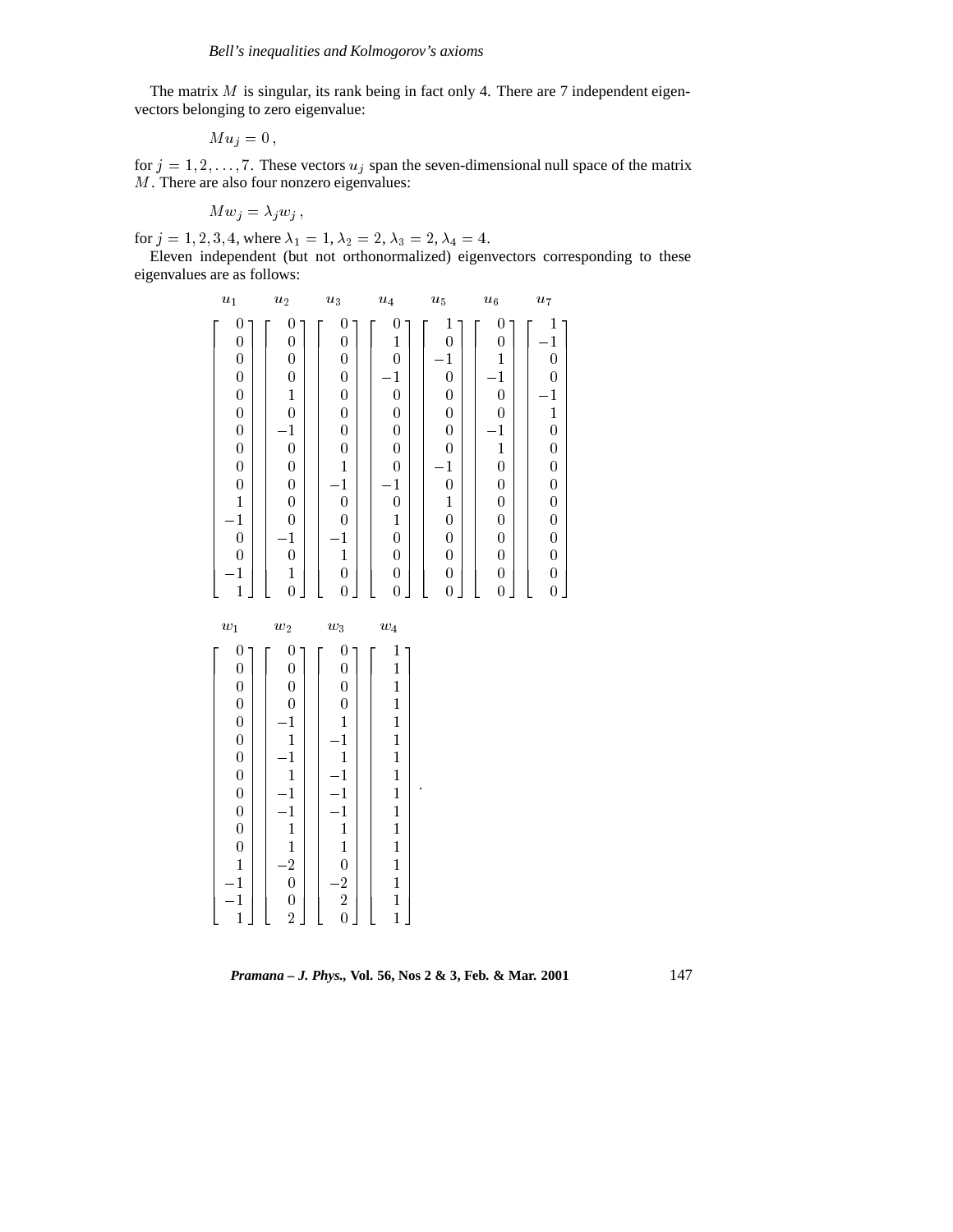The matrix $M$ is singular, its rank being in fact only 4. There are 7 independent eigenvectors belonging to zero eigenvalue:

$$Mu_j = 0\,,$$

for $j = 1, 2, \ldots, 7$. These vectors $u_j$ span the seven-dimensional null space of the matrix $M$. There are also four nonzero eigenvalues:

$$Mw_j = \lambda_j w_j\,,$$

for $j = 1, 2, 3, 4$, where $\lambda_1 = 1$, $\lambda_2 = 2$, $\lambda_3 = 2$, $\lambda_4 = 4$.

Eleven independent (but not orthonormalized) eigenvectors corresponding to these eigenvalues are as follows:

$$
\begin{array}{ccccccc}
u_1 & u_2 & u_3 & u_4 & u_5 & u_6 & u_7 \\
\begin{bmatrix} 0\\0\\0\\0\\0\\0\\0\\0\\0\\0\\1\\-1\\0\\0\\-1\\1 \end{bmatrix} &
\begin{bmatrix} 0\\0\\0\\0\\1\\0\\-1\\0\\0\\0\\0\\0\\-1\\0\\1\\0 \end{bmatrix} &
\begin{bmatrix} 0\\0\\0\\0\\0\\0\\0\\0\\1\\-1\\0\\0\\-1\\1\\0\\0 \end{bmatrix} &
\begin{bmatrix} 0\\1\\0\\-1\\0\\0\\0\\0\\0\\-1\\0\\1\\0\\0\\0\\0 \end{bmatrix} &
\begin{bmatrix} 1\\0\\-1\\0\\0\\0\\0\\0\\-1\\0\\1\\0\\0\\0\\0\\0 \end{bmatrix} &
\begin{bmatrix} 0\\0\\1\\-1\\0\\0\\-1\\1\\0\\0\\0\\0\\0\\0\\0\\0 \end{bmatrix} &
\begin{bmatrix} 1\\-1\\0\\0\\-1\\1\\0\\0\\0\\0\\0\\0\\0\\0\\0\\0 \end{bmatrix}
\end{array}
$$

$$
\begin{array}{cccc}
w_1 & w_2 & w_3 & w_4 \\
\begin{bmatrix} 0\\0\\0\\0\\0\\0\\0\\0\\0\\0\\0\\0\\1\\-1\\-1\\1 \end{bmatrix} &
\begin{bmatrix} 0\\0\\0\\0\\-1\\1\\-1\\1\\-1\\-1\\1\\1\\-2\\0\\0\\2 \end{bmatrix} &
\begin{bmatrix} 0\\0\\0\\0\\1\\-1\\1\\-1\\-1\\-1\\1\\1\\0\\-2\\2\\0 \end{bmatrix} &
\begin{bmatrix} 1\\1\\1\\1\\1\\1\\1\\1\\1\\1\\1\\1\\1\\1\\1\\1 \end{bmatrix}
\end{array}\,.
$$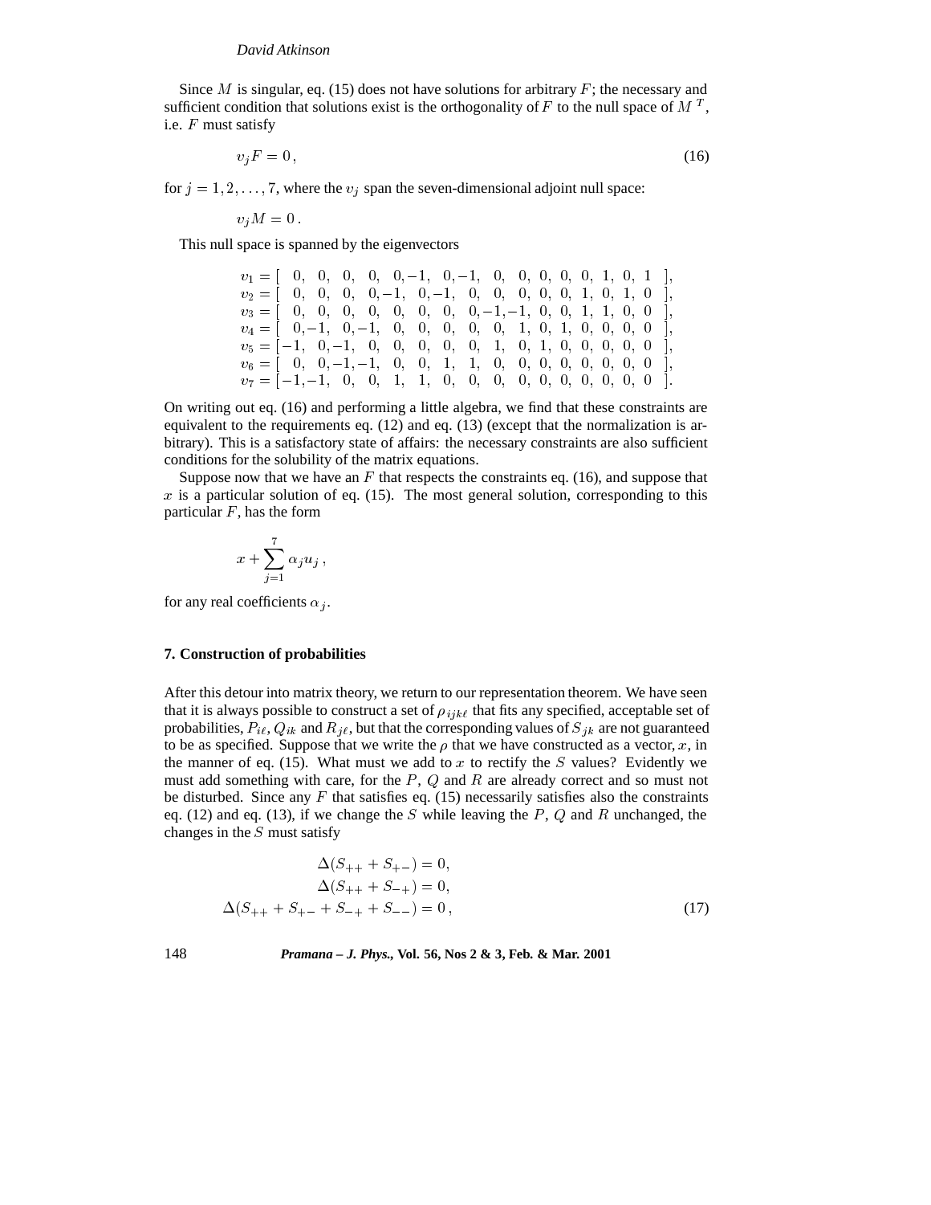Since $M$ is singular, eq. (15) does not have solutions for arbitrary $F$; the necessary and sufficient condition that solutions exist is the orthogonality of $F$ to the null space of $M^T$, i.e. $F$ must satisfy

$$v_j F = 0\,, \tag{16}$$

for $j = 1, 2, \ldots, 7$, where the $v_j$ span the seven-dimensional adjoint null space:

$$v_j M = 0\,.$$

This null space is spanned by the eigenvectors

$$
\begin{aligned}
v_1 &= [\;\;\,0,\;\;\,0,\;\;\,0,\;\;\,0,\;\;\,0,-1,\;\;\,0,-1,\;\;\,0,\;\;\,0,\;0,\;0,\;0,\;1,\;0,\;1\;\;],\\
v_2 &= [\;\;\,0,\;\;\,0,\;\;\,0,\;\;\,0,-1,\;\;\,0,-1,\;\;\,0,\;\;\,0,\;\;\,0,\;0,\;0,\;1,\;0,\;1,\;0\;\;],\\
v_3 &= [\;\;\,0,\;\;\,0,\;\;\,0,\;\;\,0,\;\;\,0,\;\;\,0,\;\;\,0,\;\;\,0,-1,-1,\;0,\;0,\;1,\;1,\;0,\;0\;\;],\\
v_4 &= [\;\;\,0,-1,\;\;\,0,-1,\;\;\,0,\;\;\,0,\;\;\,0,\;\;\,0,\;\;\,0,\;\;\,1,\;0,\;1,\;0,\;0,\;0,\;0\;\;],\\
v_5 &= [-1,\;\;\,0,-1,\;\;\,0,\;\;\,0,\;\;\,0,\;\;\,0,\;\;\,0,\;\;\,1,\;\;\,0,\;1,\;0,\;0,\;0,\;0,\;0\;\;],\\
v_6 &= [\;\;\,0,\;\;\,0,-1,-1,\;\;\,0,\;\;\,0,\;\;\,1,\;\;\,1,\;\;\,0,\;\;\,0,\;0,\;0,\;0,\;0,\;0,\;0\;\;],\\
v_7 &= [-1,-1,\;\;\,0,\;\;\,0,\;\;\,1,\;\;\,1,\;\;\,0,\;\;\,0,\;\;\,0,\;\;\,0,\;0,\;0,\;0,\;0,\;0,\;0\;\;].
\end{aligned}
$$

On writing out eq. (16) and performing a little algebra, we find that these constraints are equivalent to the requirements eq. (12) and eq. (13) (except that the normalization is arbitrary). This is a satisfactory state of affairs: the necessary constraints are also sufficient conditions for the solubility of the matrix equations.

Suppose now that we have an $F$ that respects the constraints eq. (16), and suppose that $x$ is a particular solution of eq. (15). The most general solution, corresponding to this particular $F$, has the form

$$x + \sum_{j=1}^{7} \alpha_j u_j\,,$$

for any real coefficients $\alpha_j$.

## 7. Construction of probabilities

After this detour into matrix theory, we return to our representation theorem. We have seen that it is always possible to construct a set of $\rho_{ijk\ell}$ that fits any specified, acceptable set of probabilities, $P_{i\ell}, Q_{ik}$ and $R_{j\ell}$, but that the corresponding values of $S_{jk}$ are not guaranteed to be as specified. Suppose that we write the $\rho$ that we have constructed as a vector, $x$, in the manner of eq. (15). What must we add to $x$ to rectify the $S$ values? Evidently we must add something with care, for the $P$, $Q$ and $R$ are already correct and so must not be disturbed. Since any $F$ that satisfies eq. (15) necessarily satisfies also the constraints eq. (12) and eq. (13), if we change the $S$ while leaving the $P$, $Q$ and $R$ unchanged, the changes in the $S$ must satisfy

$$
\begin{aligned}
\Delta(S_{++} + S_{+-}) &= 0,\\
\Delta(S_{++} + S_{-+}) &= 0,\\
\Delta(S_{++} + S_{+-} + S_{-+} + S_{--}) &= 0\,,
\end{aligned}
\tag{17}
$$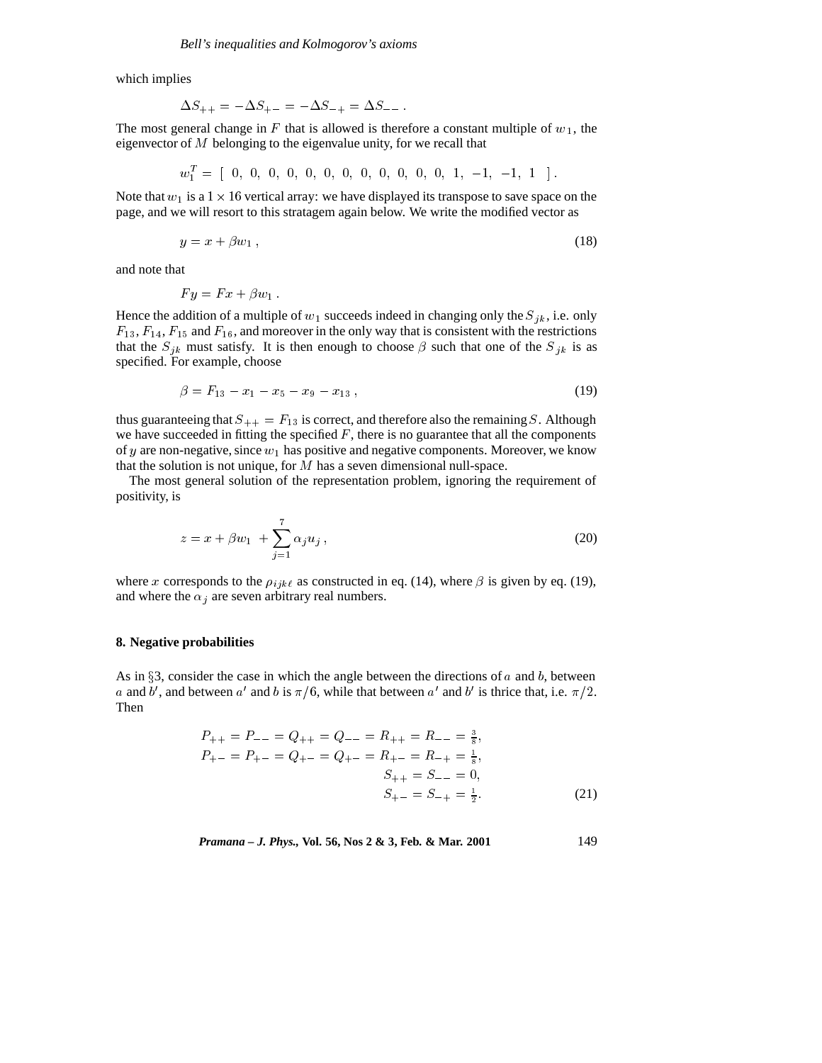which implies

$$\Delta S_{++} = -\Delta S_{+-} = -\Delta S_{-+} = \Delta S_{--} \ .$$

The most general change in $F$ that is allowed is therefore a constant multiple of $w_1$, the eigenvector of $M$ belonging to the eigenvalue unity, for we recall that

$$w_1^T = [\ 0,\ 0,\ 0,\ 0,\ 0,\ 0,\ 0,\ 0,\ 0,\ 0,\ 0,\ 0,\ 1,\ -1,\ -1,\ 1\ \ ] \ .$$

Note that $w_1$ is a $1 \times 16$ vertical array: we have displayed its transpose to save space on the page, and we will resort to this stratagem again below. We write the modified vector as

$$y = x + \beta w_1 \ , \tag{18}$$

and note that

$$Fy = Fx + \beta w_1 \ .$$

Hence the addition of a multiple of $w_1$ succeeds indeed in changing only the $S_{jk}$, i.e. only $F_{13}$, $F_{14}$, $F_{15}$ and $F_{16}$, and moreover in the only way that is consistent with the restrictions that the $S_{jk}$ must satisfy. It is then enough to choose $\beta$ such that one of the $S_{jk}$ is as specified. For example, choose

$$\beta = F_{13} - x_1 - x_5 - x_9 - x_{13} \ , \tag{19}$$

thus guaranteeing that $S_{++} = F_{13}$ is correct, and therefore also the remaining $S$. Although we have succeeded in fitting the specified $F$, there is no guarantee that all the components of $y$ are non-negative, since $w_1$ has positive and negative components. Moreover, we know that the solution is not unique, for $M$ has a seven dimensional null-space.

The most general solution of the representation problem, ignoring the requirement of positivity, is

$$z = x + \beta w_1 \ + \sum_{j=1}^{7} \alpha_j u_j \ , \tag{20}$$

where $x$ corresponds to the $\rho_{ijk\ell}$ as constructed in eq. (14), where $\beta$ is given by eq. (19), and where the $\alpha_j$ are seven arbitrary real numbers.

## 8. Negative probabilities

As in §3, consider the case in which the angle between the directions of $a$ and $b$, between $a$ and $b'$, and between $a'$ and $b$ is $\pi/6$, while that between $a'$ and $b'$ is thrice that, i.e. $\pi/2$. Then

$$\begin{aligned} P_{++} = P_{--} = Q_{++} = Q_{--} = R_{++} = R_{--} = \tfrac{3}{8}, \\ P_{+-} = P_{+-} = Q_{+-} = Q_{+-} = R_{+-} = R_{-+} = \tfrac{1}{8}, \\ S_{++} = S_{--} = 0, \\ S_{+-} = S_{-+} = \tfrac{1}{2}. \end{aligned} \tag{21}$$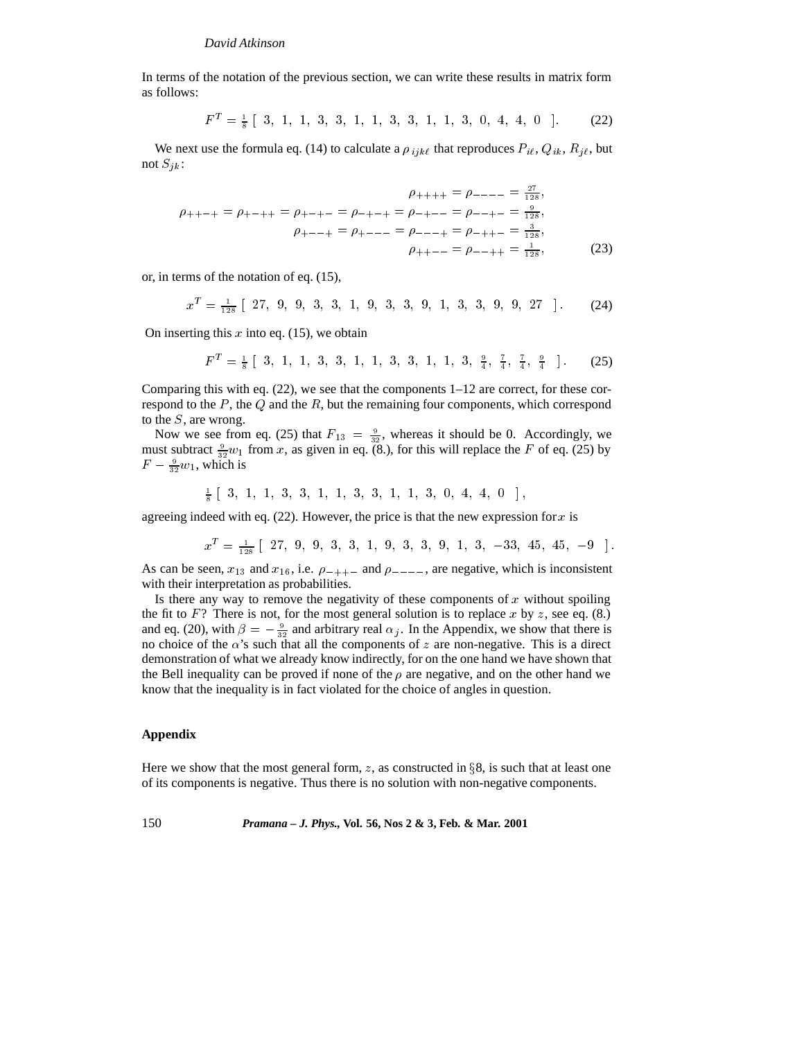In terms of the notation of the previous section, we can write these results in matrix form as follows:

$$F^T = \tfrac{1}{8}\left[\ 3,\ 1,\ 1,\ 3,\ 3,\ 1,\ 1,\ 3,\ 3,\ 1,\ 1,\ 3,\ 0,\ 4,\ 4,\ 0\ \right]. \tag{22}$$

We next use the formula eq. (14) to calculate a $\rho_{ijk\ell}$ that reproduces $P_{i\ell}$, $Q_{ik}$, $R_{j\ell}$, but not $S_{jk}$:

$$\begin{aligned}
\rho_{++++} = \rho_{----} &= \tfrac{27}{128}, \\
\rho_{++-+} = \rho_{+-++} = \rho_{+-+-} = \rho_{-+-+} = \rho_{-+--} = \rho_{--+-} &= \tfrac{9}{128}, \\
\rho_{+--+} = \rho_{+---} = \rho_{---+} = \rho_{-++-} &= \tfrac{3}{128}, \\
\rho_{++--} = \rho_{--++} &= \tfrac{1}{128},
\end{aligned} \tag{23}$$

or, in terms of the notation of eq. (15),

$$x^T = \tfrac{1}{128}\left[\ 27,\ 9,\ 9,\ 3,\ 3,\ 1,\ 9,\ 3,\ 3,\ 9,\ 1,\ 3,\ 3,\ 9,\ 9,\ 27\ \right]. \tag{24}$$

On inserting this $x$ into eq. (15), we obtain

$$F^T = \tfrac{1}{8}\left[\ 3,\ 1,\ 1,\ 3,\ 3,\ 1,\ 1,\ 3,\ 3,\ 1,\ 1,\ 3,\ \tfrac{9}{4},\ \tfrac{7}{4},\ \tfrac{7}{4},\ \tfrac{9}{4}\ \right]. \tag{25}$$

Comparing this with eq. (22), we see that the components 1–12 are correct, for these correspond to the $P$, the $Q$ and the $R$, but the remaining four components, which correspond to the $S$, are wrong.

Now we see from eq. (25) that $F_{13} = \frac{9}{32}$, whereas it should be 0. Accordingly, we must subtract $\frac{9}{32}w_1$ from $x$, as given in eq. (8.), for this will replace the $F$ of eq. (25) by $F - \frac{9}{32}w_1$, which is

$$\tfrac{1}{8}\left[\ 3,\ 1,\ 1,\ 3,\ 3,\ 1,\ 1,\ 3,\ 3,\ 1,\ 1,\ 3,\ 0,\ 4,\ 4,\ 0\ \right],$$

agreeing indeed with eq. (22). However, the price is that the new expression for $x$ is

$$x^T = \tfrac{1}{128}\left[\ 27,\ 9,\ 9,\ 3,\ 3,\ 1,\ 9,\ 3,\ 3,\ 9,\ 1,\ 3,\ -33,\ 45,\ 45,\ -9\ \right].$$

As can be seen, $x_{13}$ and $x_{16}$, i.e. $\rho_{-++-}$ and $\rho_{----}$, are negative, which is inconsistent with their interpretation as probabilities.

Is there any way to remove the negativity of these components of $x$ without spoiling the fit to $F$? There is not, for the most general solution is to replace $x$ by $z$, see eq. (8.) and eq. (20), with $\beta = -\frac{9}{32}$ and arbitrary real $\alpha_j$. In the Appendix, we show that there is no choice of the $\alpha$'s such that all the components of $z$ are non-negative. This is a direct demonstration of what we already know indirectly, for on the one hand we have shown that the Bell inequality can be proved if none of the $\rho$ are negative, and on the other hand we know that the inequality is in fact violated for the choice of angles in question.

## Appendix

Here we show that the most general form, $z$, as constructed in §8, is such that at least one of its components is negative. Thus there is no solution with non-negative components.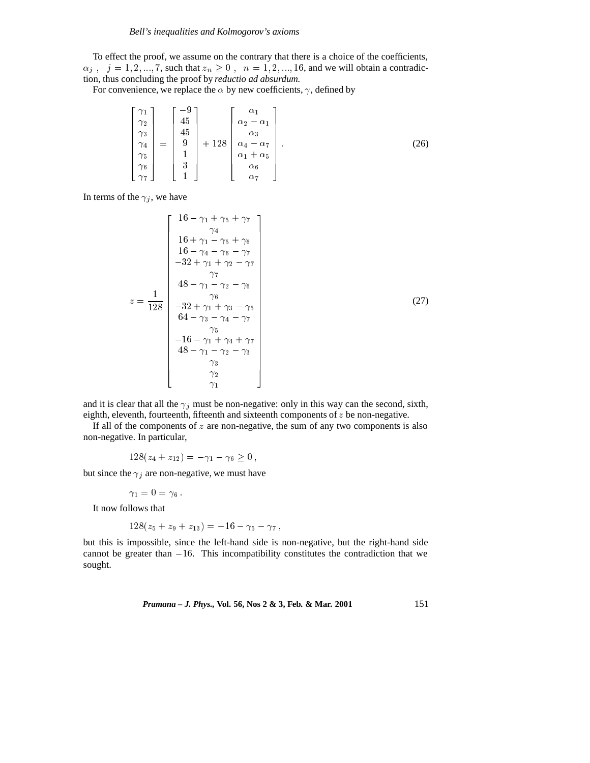To effect the proof, we assume on the contrary that there is a choice of the coefficients, $\alpha_j$ , $j = 1, 2, ..., 7$, such that $z_n \geq 0$ , $n = 1, 2, ..., 16$, and we will obtain a contradiction, thus concluding the proof by *reductio ad absurdum.*

For convenience, we replace the $\alpha$ by new coefficients, $\gamma$, defined by

$$\begin{bmatrix} \gamma_1 \\ \gamma_2 \\ \gamma_3 \\ \gamma_4 \\ \gamma_5 \\ \gamma_6 \\ \gamma_7 \end{bmatrix} = \begin{bmatrix} -9 \\ 45 \\ 45 \\ 9 \\ 1 \\ 3 \\ 1 \end{bmatrix} + 128 \begin{bmatrix} \alpha_1 \\ \alpha_2 - \alpha_1 \\ \alpha_3 \\ \alpha_4 - \alpha_7 \\ \alpha_1 + \alpha_5 \\ \alpha_6 \\ \alpha_7 \end{bmatrix} . \tag{26}$$

In terms of the $\gamma_j$, we have

$$z = \frac{1}{128} \begin{bmatrix} 16 - \gamma_1 + \gamma_5 + \gamma_7 \\ \gamma_4 \\ 16 + \gamma_1 - \gamma_5 + \gamma_6 \\ 16 - \gamma_4 - \gamma_6 - \gamma_7 \\ -32 + \gamma_1 + \gamma_2 - \gamma_7 \\ \gamma_7 \\ 48 - \gamma_1 - \gamma_2 - \gamma_6 \\ \gamma_6 \\ -32 + \gamma_1 + \gamma_3 - \gamma_5 \\ 64 - \gamma_3 - \gamma_4 - \gamma_7 \\ \gamma_5 \\ -16 - \gamma_1 + \gamma_4 + \gamma_7 \\ 48 - \gamma_1 - \gamma_2 - \gamma_3 \\ \gamma_3 \\ \gamma_2 \\ \gamma_1 \end{bmatrix} \tag{27}$$

and it is clear that all the $\gamma_j$ must be non-negative: only in this way can the second, sixth, eighth, eleventh, fourteenth, fifteenth and sixteenth components of $z$ be non-negative.

If all of the components of $z$ are non-negative, the sum of any two components is also non-negative. In particular,

$$128(z_4 + z_{12}) = -\gamma_1 - \gamma_6 \geq 0\,,$$

but since the $\gamma_j$ are non-negative, we must have

$$\gamma_1 = 0 = \gamma_6\,.$$

It now follows that

$$128(z_5 + z_9 + z_{13}) = -16 - \gamma_5 - \gamma_7\,,$$

but this is impossible, since the left-hand side is non-negative, but the right-hand side cannot be greater than $-16$. This incompatibility constitutes the contradiction that we sought.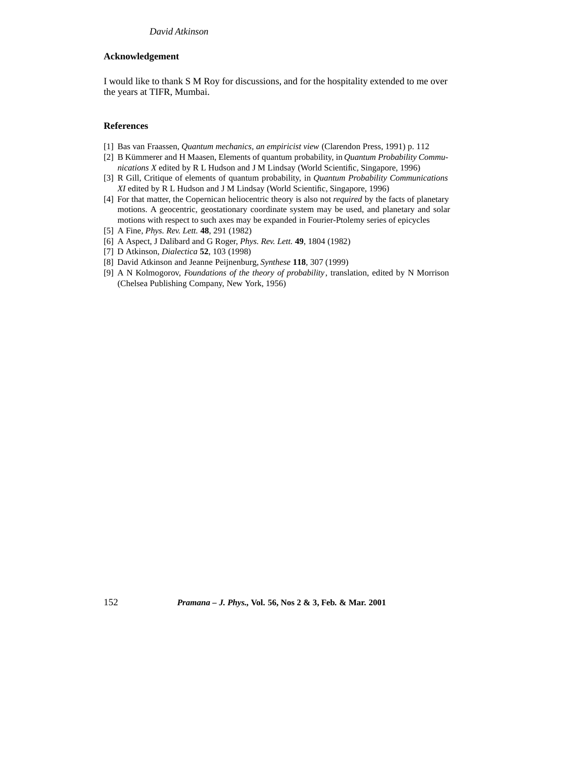## Acknowledgement

I would like to thank S M Roy for discussions, and for the hospitality extended to me over the years at TIFR, Mumbai.

## References

[1] Bas van Fraassen, *Quantum mechanics, an empiricist view* (Clarendon Press, 1991) p. 112

[2] B Kümmerer and H Maasen, Elements of quantum probability, in *Quantum Probability Communications X* edited by R L Hudson and J M Lindsay (World Scientific, Singapore, 1996)

[3] R Gill, Critique of elements of quantum probability, in *Quantum Probability Communications XI* edited by R L Hudson and J M Lindsay (World Scientific, Singapore, 1996)

[4] For that matter, the Copernican heliocentric theory is also not *required* by the facts of planetary motions. A geocentric, geostationary coordinate system may be used, and planetary and solar motions with respect to such axes may be expanded in Fourier-Ptolemy series of epicycles

[5] A Fine, *Phys. Rev. Lett.* **48**, 291 (1982)

[6] A Aspect, J Dalibard and G Roger, *Phys. Rev. Lett.* **49**, 1804 (1982)

[7] D Atkinson, *Dialectica* **52**, 103 (1998)

[8] David Atkinson and Jeanne Peijnenburg, *Synthese* **118**, 307 (1999)

[9] A N Kolmogorov, *Foundations of the theory of probability*, translation, edited by N Morrison (Chelsea Publishing Company, New York, 1956)